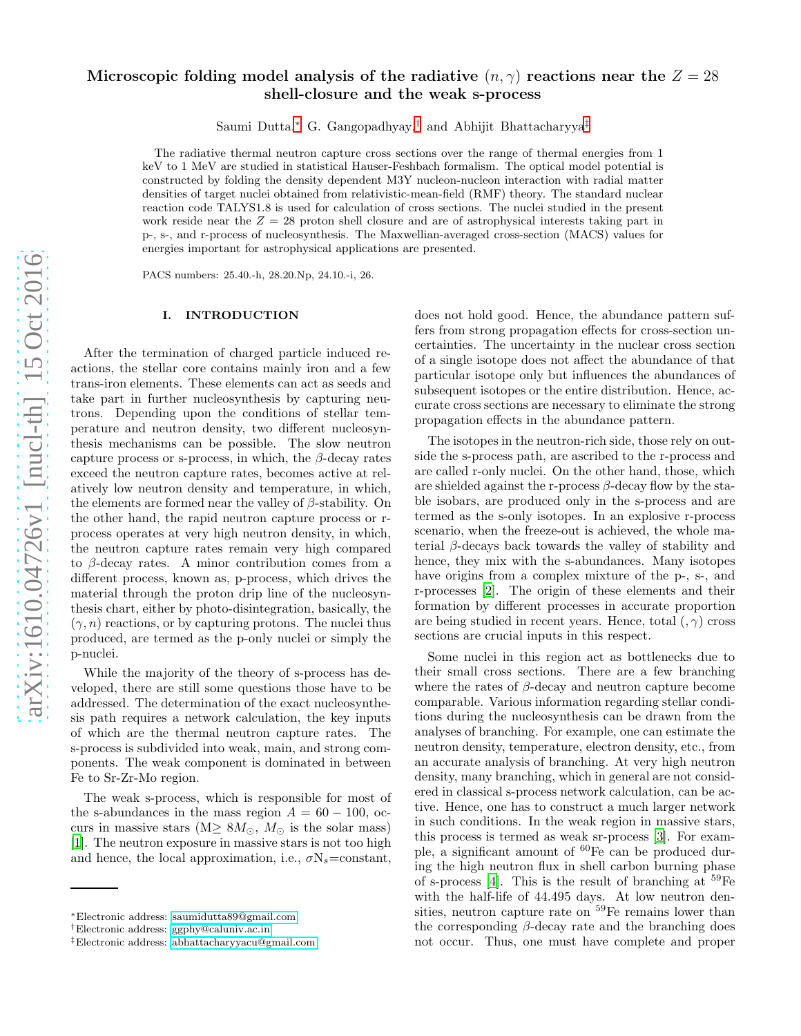# Microscopic folding model analysis of the radiative $(n, \gamma)$ reactions near the $Z = 28$ shell-closure and the weak s-process

Saumi Dutta,* G. Gangopadhyay,† and Abhijit Bhattacharyya‡

The radiative thermal neutron capture cross sections over the range of thermal energies from 1 keV to 1 MeV are studied in statistical Hauser-Feshbach formalism. The optical model potential is constructed by folding the density dependent M3Y nucleon-nucleon interaction with radial matter densities of target nuclei obtained from relativistic-mean-field (RMF) theory. The standard nuclear reaction code TALYS1.8 is used for calculation of cross sections. The nuclei studied in the present work reside near the $Z = 28$ proton shell closure and are of astrophysical interests taking part in p-, s-, and r-process of nucleosynthesis. The Maxwellian-averaged cross-section (MACS) values for energies important for astrophysical applications are presented.

PACS numbers: 25.40.-h, 28.20.Np, 24.10.-i, 26.

## I. INTRODUCTION

After the termination of charged particle induced reactions, the stellar core contains mainly iron and a few trans-iron elements. These elements can act as seeds and take part in further nucleosynthesis by capturing neutrons. Depending upon the conditions of stellar temperature and neutron density, two different nucleosynthesis mechanisms can be possible. The slow neutron capture process or s-process, in which, the $\beta$-decay rates exceed the neutron capture rates, becomes active at relatively low neutron density and temperature, in which, the elements are formed near the valley of $\beta$-stability. On the other hand, the rapid neutron capture process or r-process operates at very high neutron density, in which, the neutron capture rates remain very high compared to $\beta$-decay rates. A minor contribution comes from a different process, known as, p-process, which drives the material through the proton drip line of the nucleosynthesis chart, either by photo-disintegration, basically, the $(\gamma, n)$ reactions, or by capturing protons. The nuclei thus produced, are termed as the p-only nuclei or simply the p-nuclei.

While the majority of the theory of s-process has developed, there are still some questions those have to be addressed. The determination of the exact nucleosynthesis path requires a network calculation, the key inputs of which are the thermal neutron capture rates. The s-process is subdivided into weak, main, and strong components. The weak component is dominated in between Fe to Sr-Zr-Mo region.

The weak s-process, which is responsible for most of the s-abundances in the mass region $A = 60 - 100$, occurs in massive stars ($M \geq 8M_{\odot}$, $M_{\odot}$ is the solar mass) [1]. The neutron exposure in massive stars is not too high and hence, the local approximation, i.e., $\sigma N_s$=constant, does not hold good. Hence, the abundance pattern suffers from strong propagation effects for cross-section uncertainties. The uncertainty in the nuclear cross section of a single isotope does not affect the abundance of that particular isotope only but influences the abundances of subsequent isotopes or the entire distribution. Hence, accurate cross sections are necessary to eliminate the strong propagation effects in the abundance pattern.

The isotopes in the neutron-rich side, those rely on outside the s-process path, are ascribed to the r-process and are called r-only nuclei. On the other hand, those, which are shielded against the r-process $\beta$-decay flow by the stable isobars, are produced only in the s-process and are termed as the s-only isotopes. In an explosive r-process scenario, when the freeze-out is achieved, the whole material $\beta$-decays back towards the valley of stability and hence, they mix with the s-abundances. Many isotopes have origins from a complex mixture of the p-, s-, and r-processes [2]. The origin of these elements and their formation by different processes in accurate proportion are being studied in recent years. Hence, total $(,\gamma)$ cross sections are crucial inputs in this respect.

Some nuclei in this region act as bottlenecks due to their small cross sections. There are a few branching where the rates of $\beta$-decay and neutron capture become comparable. Various information regarding stellar conditions during the nucleosynthesis can be drawn from the analyses of branching. For example, one can estimate the neutron density, temperature, electron density, etc., from an accurate analysis of branching. At very high neutron density, many branching, which in general are not considered in classical s-process network calculation, can be active. Hence, one has to construct a much larger network in such conditions. In the weak region in massive stars, this process is termed as weak sr-process [3]. For example, a significant amount of $^{60}$Fe can be produced during the high neutron flux in shell carbon burning phase of s-process [4]. This is the result of branching at $^{59}$Fe with the half-life of 44.495 days. At low neutron densities, neutron capture rate on $^{59}$Fe remains lower than the corresponding $\beta$-decay rate and the branching does not occur. Thus, one must have complete and proper

*Electronic address: saumidutta89@gmail.com
†Electronic address: ggphy@caluniv.ac.in
‡Electronic address: abhattacharyyacu@gmail.com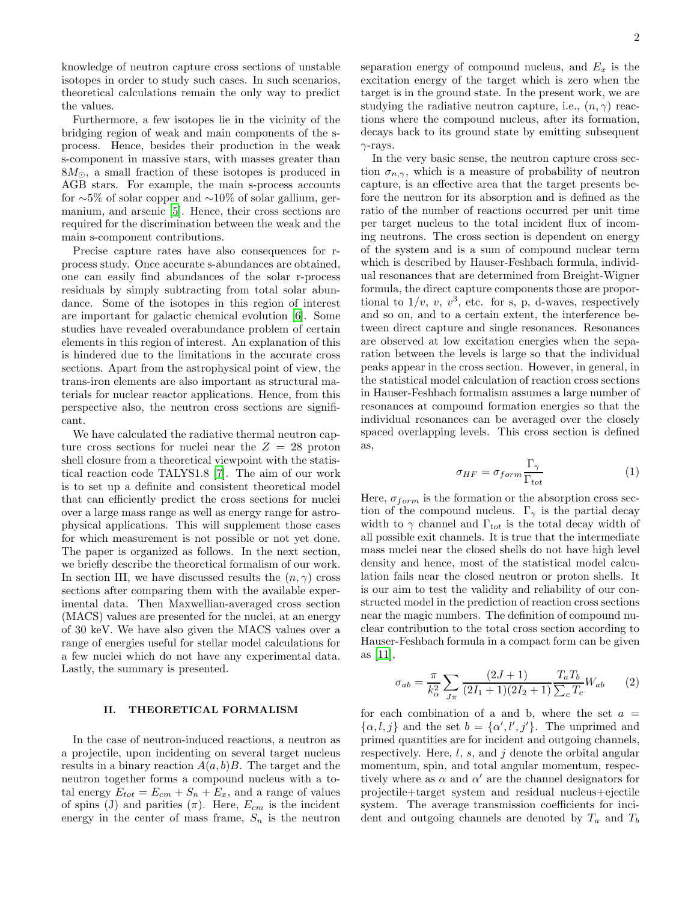knowledge of neutron capture cross sections of unstable isotopes in order to study such cases. In such scenarios, theoretical calculations remain the only way to predict the values.

Furthermore, a few isotopes lie in the vicinity of the bridging region of weak and main components of the s-process. Hence, besides their production in the weak s-component in massive stars, with masses greater than $8M_{\odot}$, a small fraction of these isotopes is produced in AGB stars. For example, the main s-process accounts for ∼5% of solar copper and ∼10% of solar gallium, germanium, and arsenic [5]. Hence, their cross sections are required for the discrimination between the weak and the main s-component contributions.

Precise capture rates have also consequences for r-process study. Once accurate s-abundances are obtained, one can easily find abundances of the solar r-process residuals by simply subtracting from total solar abundance. Some of the isotopes in this region of interest are important for galactic chemical evolution [6]. Some studies have revealed overabundance problem of certain elements in this region of interest. An explanation of this is hindered due to the limitations in the accurate cross sections. Apart from the astrophysical point of view, the trans-iron elements are also important as structural materials for nuclear reactor applications. Hence, from this perspective also, the neutron cross sections are significant.

We have calculated the radiative thermal neutron capture cross sections for nuclei near the $Z = 28$ proton shell closure from a theoretical viewpoint with the statistical reaction code TALYS1.8 [7]. The aim of our work is to set up a definite and consistent theoretical model that can efficiently predict the cross sections for nuclei over a large mass range as well as energy range for astrophysical applications. This will supplement those cases for which measurement is not possible or not yet done. The paper is organized as follows. In the next section, we briefly describe the theoretical formalism of our work. In section III, we have discussed results the $(n,\gamma)$ cross sections after comparing them with the available experimental data. Then Maxwellian-averaged cross section (MACS) values are presented for the nuclei, at an energy of 30 keV. We have also given the MACS values over a range of energies useful for stellar model calculations for a few nuclei which do not have any experimental data. Lastly, the summary is presented.

## II. THEORETICAL FORMALISM

In the case of neutron-induced reactions, a neutron as a projectile, upon incidenting on several target nucleus results in a binary reaction $A(a,b)B$. The target and the neutron together forms a compound nucleus with a total energy $E_{tot} = E_{cm} + S_n + E_x$, and a range of values of spins (J) and parities ($\pi$). Here, $E_{cm}$ is the incident energy in the center of mass frame, $S_n$ is the neutron separation energy of compound nucleus, and $E_x$ is the excitation energy of the target which is zero when the target is in the ground state. In the present work, we are studying the radiative neutron capture, i.e., $(n,\gamma)$ reactions where the compound nucleus, after its formation, decays back to its ground state by emitting subsequent $\gamma$-rays.

In the very basic sense, the neutron capture cross section $\sigma_{n,\gamma}$, which is a measure of probability of neutron capture, is an effective area that the target presents before the neutron for its absorption and is defined as the ratio of the number of reactions occurred per unit time per target nucleus to the total incident flux of incoming neutrons. The cross section is dependent on energy of the system and is a sum of compound nuclear term which is described by Hauser-Feshbach formula, individual resonances that are determined from Breight-Wigner formula, the direct capture components those are proportional to $1/v$, $v$, $v^3$, etc. for s, p, d-waves, respectively and so on, and to a certain extent, the interference between direct capture and single resonances. Resonances are observed at low excitation energies when the separation between the levels is large so that the individual peaks appear in the cross section. However, in general, in the statistical model calculation of reaction cross sections in Hauser-Feshbach formalism assumes a large number of resonances at compound formation energies so that the individual resonances can be averaged over the closely spaced overlapping levels. This cross section is defined as,

$$\sigma_{HF} = \sigma_{form}\frac{\Gamma_\gamma}{\Gamma_{tot}} \tag{1}$$

Here, $\sigma_{form}$ is the formation or the absorption cross section of the compound nucleus. $\Gamma_\gamma$ is the partial decay width to $\gamma$ channel and $\Gamma_{tot}$ is the total decay width of all possible exit channels. It is true that the intermediate mass nuclei near the closed shells do not have high level density and hence, most of the statistical model calculation fails near the closed neutron or proton shells. It is our aim to test the validity and reliability of our constructed model in the prediction of reaction cross sections near the magic numbers. The definition of compound nuclear contribution to the total cross section according to Hauser-Feshbach formula in a compact form can be given as [11],

$$\sigma_{ab} = \frac{\pi}{k_\alpha^2}\sum_{J\pi}\frac{(2J+1)}{(2I_1+1)(2I_2+1)}\frac{T_a T_b}{\sum_c T_c}W_{ab} \tag{2}$$

for each combination of a and b, where the set $a = \{\alpha, l, j\}$ and the set $b = \{\alpha', l', j'\}$. The unprimed and primed quantities are for incident and outgoing channels, respectively. Here, $l$, $s$, and $j$ denote the orbital angular momentum, spin, and total angular momentum, respectively where as $\alpha$ and $\alpha'$ are the channel designators for projectile+target system and residual nucleus+ejectile system. The average transmission coefficients for incident and outgoing channels are denoted by $T_a$ and $T_b$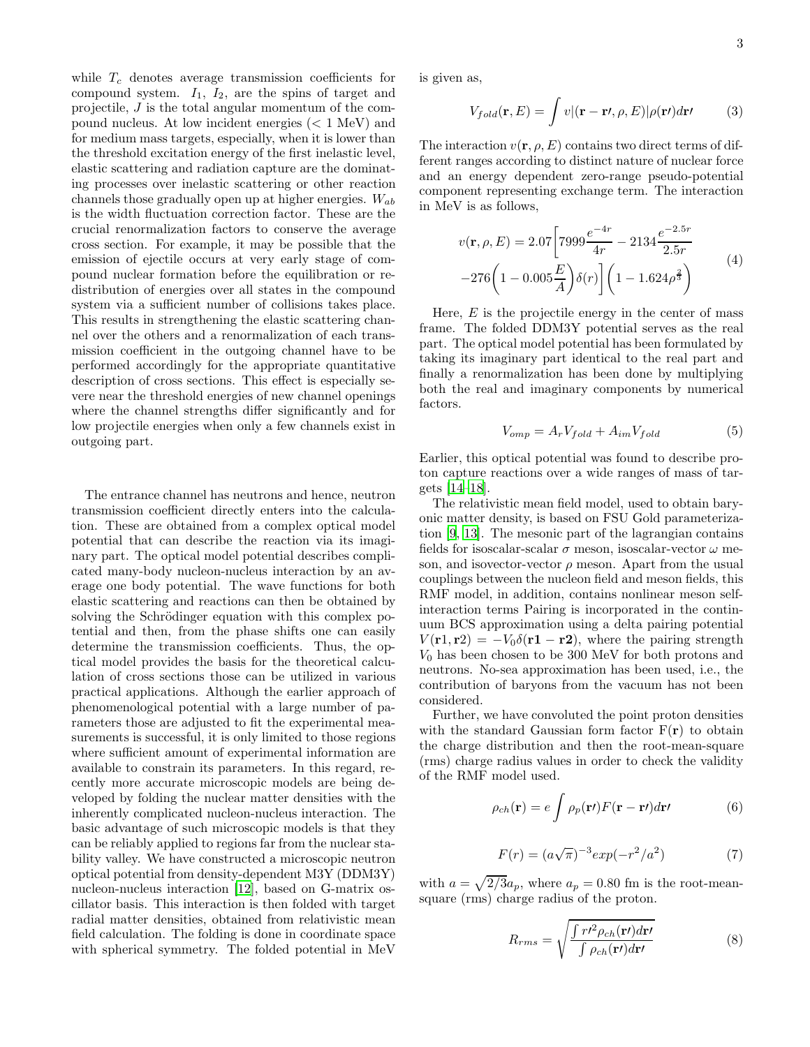while $T_c$ denotes average transmission coefficients for compound system. $I_1$, $I_2$, are the spins of target and projectile, $J$ is the total angular momentum of the compound nucleus. At low incident energies (< 1 MeV) and for medium mass targets, especially, when it is lower than the threshold excitation energy of the first inelastic level, elastic scattering and radiation capture are the dominating processes over inelastic scattering or other reaction channels those gradually open up at higher energies. $W_{ab}$ is the width fluctuation correction factor. These are the crucial renormalization factors to conserve the average cross section. For example, it may be possible that the emission of ejectile occurs at very early stage of compound nuclear formation before the equilibration or redistribution of energies over all states in the compound system via a sufficient number of collisions takes place. This results in strengthening the elastic scattering channel over the others and a renormalization of each transmission coefficient in the outgoing channel have to be performed accordingly for the appropriate quantitative description of cross sections. This effect is especially severe near the threshold energies of new channel openings where the channel strengths differ significantly and for low projectile energies when only a few channels exist in outgoing part.

The entrance channel has neutrons and hence, neutron transmission coefficient directly enters into the calculation. These are obtained from a complex optical model potential that can describe the reaction via its imaginary part. The optical model potential describes complicated many-body nucleon-nucleus interaction by an average one body potential. The wave functions for both elastic scattering and reactions can then be obtained by solving the Schrödinger equation with this complex potential and then, from the phase shifts one can easily determine the transmission coefficients. Thus, the optical model provides the basis for the theoretical calculation of cross sections those can be utilized in various practical applications. Although the earlier approach of phenomenological potential with a large number of parameters those are adjusted to fit the experimental measurements is successful, it is only limited to those regions where sufficient amount of experimental information are available to constrain its parameters. In this regard, recently more accurate microscopic models are being developed by folding the nuclear matter densities with the inherently complicated nucleon-nucleus interaction. The basic advantage of such microscopic models is that they can be reliably applied to regions far from the nuclear stability valley. We have constructed a microscopic neutron optical potential from density-dependent M3Y (DDM3Y) nucleon-nucleus interaction [12], based on G-matrix oscillator basis. This interaction is then folded with target radial matter densities, obtained from relativistic mean field calculation. The folding is done in coordinate space with spherical symmetry. The folded potential in MeV is given as,

$$V_{fold}(\mathbf{r}, E) = \int v|(\mathbf{r} - \mathbf{r'}, \rho, E)|\rho(\mathbf{r'})d\mathbf{r'} \tag{3}$$

The interaction $v(\mathbf{r}, \rho, E)$ contains two direct terms of different ranges according to distinct nature of nuclear force and an energy dependent zero-range pseudo-potential component representing exchange term. The interaction in MeV is as follows,

$$v(\mathbf{r}, \rho, E) = 2.07\bigg[7999\frac{e^{-4r}}{4r} - 2134\frac{e^{-2.5r}}{2.5r} -276\bigg(1 - 0.005\frac{E}{A}\bigg)\delta(r)\bigg]\bigg(1 - 1.624\rho^{\frac{2}{3}}\bigg) \tag{4}$$

Here, $E$ is the projectile energy in the center of mass frame. The folded DDM3Y potential serves as the real part. The optical model potential has been formulated by taking its imaginary part identical to the real part and finally a renormalization has been done by multiplying both the real and imaginary components by numerical factors.

$$V_{omp} = A_r V_{fold} + A_{im} V_{fold} \tag{5}$$

Earlier, this optical potential was found to describe proton capture reactions over a wide ranges of mass of targets [14–18].

The relativistic mean field model, used to obtain baryonic matter density, is based on FSU Gold parameterization [9, 13]. The mesonic part of the lagrangian contains fields for isoscalar-scalar $\sigma$ meson, isoscalar-vector $\omega$ meson, and isovector-vector $\rho$ meson. Apart from the usual couplings between the nucleon field and meson fields, this RMF model, in addition, contains nonlinear meson self-interaction terms Pairing is incorporated in the continuum BCS approximation using a delta pairing potential $V(\mathbf{r1}, \mathbf{r2}) = -V_0\delta(\mathbf{r1} - \mathbf{r2})$, where the pairing strength $V_0$ has been chosen to be 300 MeV for both protons and neutrons. No-sea approximation has been used, i.e., the contribution of baryons from the vacuum has not been considered.

Further, we have convoluted the point proton densities with the standard Gaussian form factor $\mathrm{F}(\mathbf{r})$ to obtain the charge distribution and then the root-mean-square (rms) charge radius values in order to check the validity of the RMF model used.

$$\rho_{ch}(\mathbf{r}) = e\int \rho_p(\mathbf{r'})F(\mathbf{r} - \mathbf{r'})d\mathbf{r'} \tag{6}$$

$$F(r) = (a\sqrt{\pi})^{-3}exp(-r^2/a^2) \tag{7}$$

with $a = \sqrt{2/3}a_p$, where $a_p = 0.80$ fm is the root-mean-square (rms) charge radius of the proton.

$$R_{rms} = \sqrt{\frac{\int r'^2\rho_{ch}(\mathbf{r'})d\mathbf{r'}}{\int \rho_{ch}(\mathbf{r'})d\mathbf{r'}}} \tag{8}$$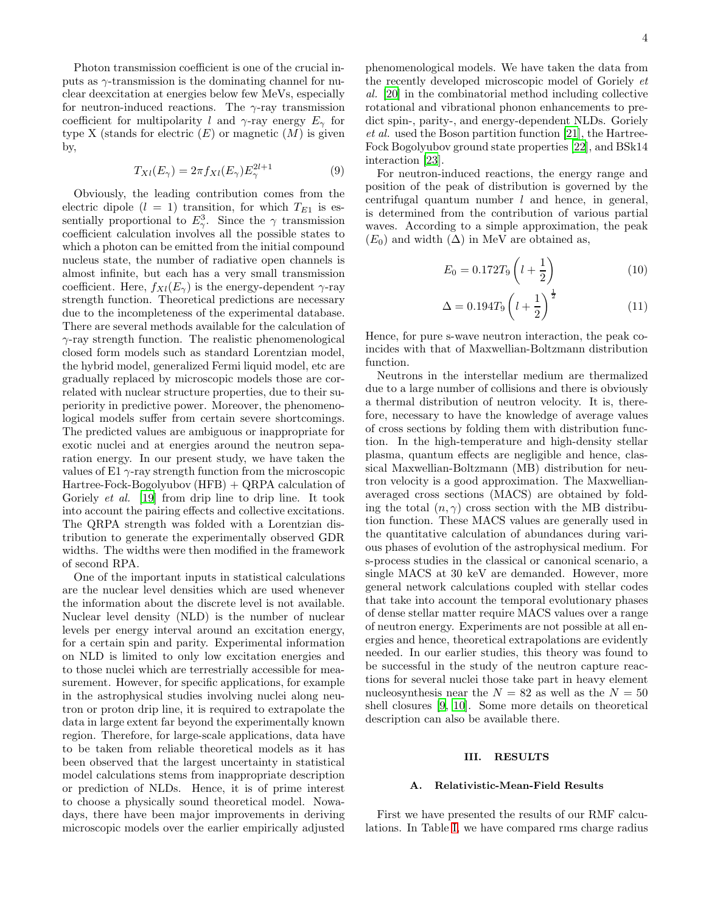Photon transmission coefficient is one of the crucial inputs as $\gamma$-transmission is the dominating channel for nuclear deexcitation at energies below few MeVs, especially for neutron-induced reactions. The $\gamma$-ray transmission coefficient for multipolarity $l$ and $\gamma$-ray energy $E_\gamma$ for type X (stands for electric ($E$) or magnetic ($M$) is given by,

$$T_{Xl}(E_\gamma) = 2\pi f_{Xl}(E_\gamma) E_\gamma^{2l+1} \tag{9}$$

Obviously, the leading contribution comes from the electric dipole ($l = 1$) transition, for which $T_{E1}$ is essentially proportional to $E_\gamma^3$. Since the $\gamma$ transmission coefficient calculation involves all the possible states to which a photon can be emitted from the initial compound nucleus state, the number of radiative open channels is almost infinite, but each has a very small transmission coefficient. Here, $f_{Xl}(E_\gamma)$ is the energy-dependent $\gamma$-ray strength function. Theoretical predictions are necessary due to the incompleteness of the experimental database. There are several methods available for the calculation of $\gamma$-ray strength function. The realistic phenomenological closed form models such as standard Lorentzian model, the hybrid model, generalized Fermi liquid model, etc are gradually replaced by microscopic models those are correlated with nuclear structure properties, due to their superiority in predictive power. Moreover, the phenomenological models suffer from certain severe shortcomings. The predicted values are ambiguous or inappropriate for exotic nuclei and at energies around the neutron separation energy. In our present study, we have taken the values of E1 $\gamma$-ray strength function from the microscopic Hartree-Fock-Bogolyubov (HFB) + QRPA calculation of Goriely *et al.* [19] from drip line to drip line. It took into account the pairing effects and collective excitations. The QRPA strength was folded with a Lorentzian distribution to generate the experimentally observed GDR widths. The widths were then modified in the framework of second RPA.

One of the important inputs in statistical calculations are the nuclear level densities which are used whenever the information about the discrete level is not available. Nuclear level density (NLD) is the number of nuclear levels per energy interval around an excitation energy, for a certain spin and parity. Experimental information on NLD is limited to only low excitation energies and to those nuclei which are terrestrially accessible for measurement. However, for specific applications, for example in the astrophysical studies involving nuclei along neutron or proton drip line, it is required to extrapolate the data in large extent far beyond the experimentally known region. Therefore, for large-scale applications, data have to be taken from reliable theoretical models as it has been observed that the largest uncertainty in statistical model calculations stems from inappropriate description or prediction of NLDs. Hence, it is of prime interest to choose a physically sound theoretical model. Nowadays, there have been major improvements in deriving microscopic models over the earlier empirically adjusted phenomenological models. We have taken the data from the recently developed microscopic model of Goriely *et al.* [20] in the combinatorial method including collective rotational and vibrational phonon enhancements to predict spin-, parity-, and energy-dependent NLDs. Goriely *et al.* used the Boson partition function [21], the Hartree-Fock Bogolyubov ground state properties [22], and BSk14 interaction [23].

For neutron-induced reactions, the energy range and position of the peak of distribution is governed by the centrifugal quantum number $l$ and hence, in general, is determined from the contribution of various partial waves. According to a simple approximation, the peak ($E_0$) and width ($\Delta$) in MeV are obtained as,

$$E_0 = 0.172 T_9 \left(l + \frac{1}{2}\right) \tag{10}$$

$$\Delta = 0.194 T_9 \left(l + \frac{1}{2}\right)^{\frac{1}{2}} \tag{11}$$

Hence, for pure s-wave neutron interaction, the peak coincides with that of Maxwellian-Boltzmann distribution function.

Neutrons in the interstellar medium are thermalized due to a large number of collisions and there is obviously a thermal distribution of neutron velocity. It is, therefore, necessary to have the knowledge of average values of cross sections by folding them with distribution function. In the high-temperature and high-density stellar plasma, quantum effects are negligible and hence, classical Maxwellian-Boltzmann (MB) distribution for neutron velocity is a good approximation. The Maxwellian-averaged cross sections (MACS) are obtained by folding the total $(n, \gamma)$ cross section with the MB distribution function. These MACS values are generally used in the quantitative calculation of abundances during various phases of evolution of the astrophysical medium. For s-process studies in the classical or canonical scenario, a single MACS at 30 keV are demanded. However, more general network calculations coupled with stellar codes that take into account the temporal evolutionary phases of dense stellar matter require MACS values over a range of neutron energy. Experiments are not possible at all energies and hence, theoretical extrapolations are evidently needed. In our earlier studies, this theory was found to be successful in the study of the neutron capture reactions for several nuclei those take part in heavy element nucleosynthesis near the $N = 82$ as well as the $N = 50$ shell closures [9, 10]. Some more details on theoretical description can also be available there.

## III. RESULTS

### A. Relativistic-Mean-Field Results

First we have presented the results of our RMF calculations. In Table I, we have compared rms charge radius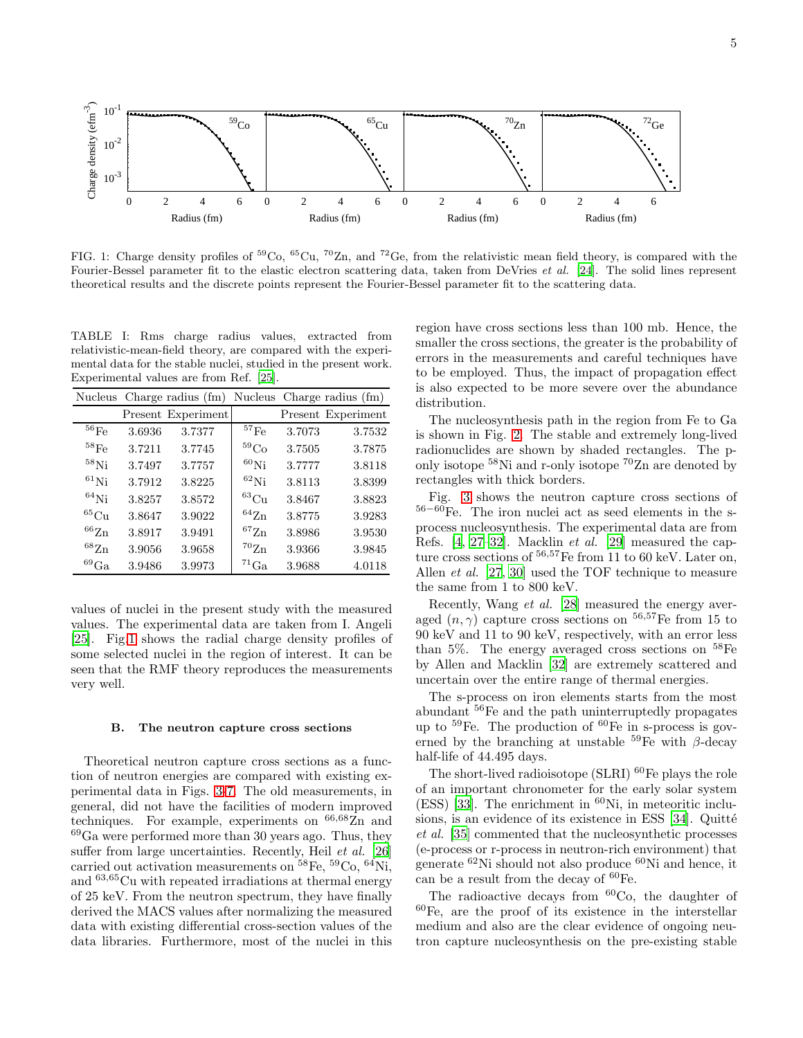FIG. 1: Charge density profiles of $^{59}$Co, $^{65}$Cu, $^{70}$Zn, and $^{72}$Ge, from the relativistic mean field theory, is compared with the Fourier-Bessel parameter fit to the elastic electron scattering data, taken from DeVries *et al.* [24]. The solid lines represent theoretical results and the discrete points represent the Fourier-Bessel parameter fit to the scattering data.

TABLE I: Rms charge radius values, extracted from relativistic-mean-field theory, are compared with the experimental data for the stable nuclei, studied in the present work. Experimental values are from Ref. [25].

| Nucleus | Charge radius (fm) | | Nucleus | Charge radius (fm) | |
|---|---|---|---|---|---|
| | Present | Experiment | | Present | Experiment |
| $^{56}$Fe | 3.6936 | 3.7377 | $^{57}$Fe | 3.7073 | 3.7532 |
| $^{58}$Fe | 3.7211 | 3.7745 | $^{59}$Co | 3.7505 | 3.7875 |
| $^{58}$Ni | 3.7497 | 3.7757 | $^{60}$Ni | 3.7777 | 3.8118 |
| $^{61}$Ni | 3.7912 | 3.8225 | $^{62}$Ni | 3.8113 | 3.8399 |
| $^{64}$Ni | 3.8257 | 3.8572 | $^{63}$Cu | 3.8467 | 3.8823 |
| $^{65}$Cu | 3.8647 | 3.9022 | $^{64}$Zn | 3.8775 | 3.9283 |
| $^{66}$Zn | 3.8917 | 3.9491 | $^{67}$Zn | 3.8986 | 3.9530 |
| $^{68}$Zn | 3.9056 | 3.9658 | $^{70}$Zn | 3.9366 | 3.9845 |
| $^{69}$Ga | 3.9486 | 3.9973 | $^{71}$Ga | 3.9688 | 4.0118 |

values of nuclei in the present study with the measured values. The experimental data are taken from I. Angeli [25]. Fig.1 shows the radial charge density profiles of some selected nuclei in the region of interest. It can be seen that the RMF theory reproduces the measurements very well.

### B. The neutron capture cross sections

Theoretical neutron capture cross sections as a function of neutron energies are compared with existing experimental data in Figs. 3-7. The old measurements, in general, did not have the facilities of modern improved techniques. For example, experiments on $^{66,68}$Zn and $^{69}$Ga were performed more than 30 years ago. Thus, they suffer from large uncertainties. Recently, Heil *et al.* [26] carried out activation measurements on $^{58}$Fe, $^{59}$Co, $^{64}$Ni, and $^{63,65}$Cu with repeated irradiations at thermal energy of 25 keV. From the neutron spectrum, they have finally derived the MACS values after normalizing the measured data with existing differential cross-section values of the data libraries. Furthermore, most of the nuclei in this region have cross sections less than 100 mb. Hence, the smaller the cross sections, the greater is the probability of errors in the measurements and careful techniques have to be employed. Thus, the impact of propagation effect is also expected to be more severe over the abundance distribution.

The nucleosynthesis path in the region from Fe to Ga is shown in Fig. 2. The stable and extremely long-lived radionuclides are shown by shaded rectangles. The p-only isotope $^{58}$Ni and r-only isotope $^{70}$Zn are denoted by rectangles with thick borders.

Fig. 3 shows the neutron capture cross sections of $^{56-60}$Fe. The iron nuclei act as seed elements in the s-process nucleosynthesis. The experimental data are from Refs. [4, 27–32]. Macklin *et al.* [29] measured the capture cross sections of $^{56,57}$Fe from 11 to 60 keV. Later on, Allen *et al.* [27, 30] used the TOF technique to measure the same from 1 to 800 keV.

Recently, Wang *et al.* [28] measured the energy averaged $(n,\gamma)$ capture cross sections on $^{56,57}$Fe from 15 to 90 keV and 11 to 90 keV, respectively, with an error less than 5%. The energy averaged cross sections on $^{58}$Fe by Allen and Macklin [32] are extremely scattered and uncertain over the entire range of thermal energies.

The s-process on iron elements starts from the most abundant $^{56}$Fe and the path uninterruptedly propagates up to $^{59}$Fe. The production of $^{60}$Fe in s-process is governed by the branching at unstable $^{59}$Fe with $\beta$-decay half-life of 44.495 days.

The short-lived radioisotope (SLRI) $^{60}$Fe plays the role of an important chronometer for the early solar system (ESS) [33]. The enrichment in $^{60}$Ni, in meteoritic inclusions, is an evidence of its existence in ESS [34]. Quitté *et al.* [35] commented that the nucleosynthetic processes (e-process or r-process in neutron-rich environment) that generate $^{62}$Ni should not also produce $^{60}$Ni and hence, it can be a result from the decay of $^{60}$Fe.

The radioactive decays from $^{60}$Co, the daughter of $^{60}$Fe, are the proof of its existence in the interstellar medium and also are the clear evidence of ongoing neutron capture nucleosynthesis on the pre-existing stable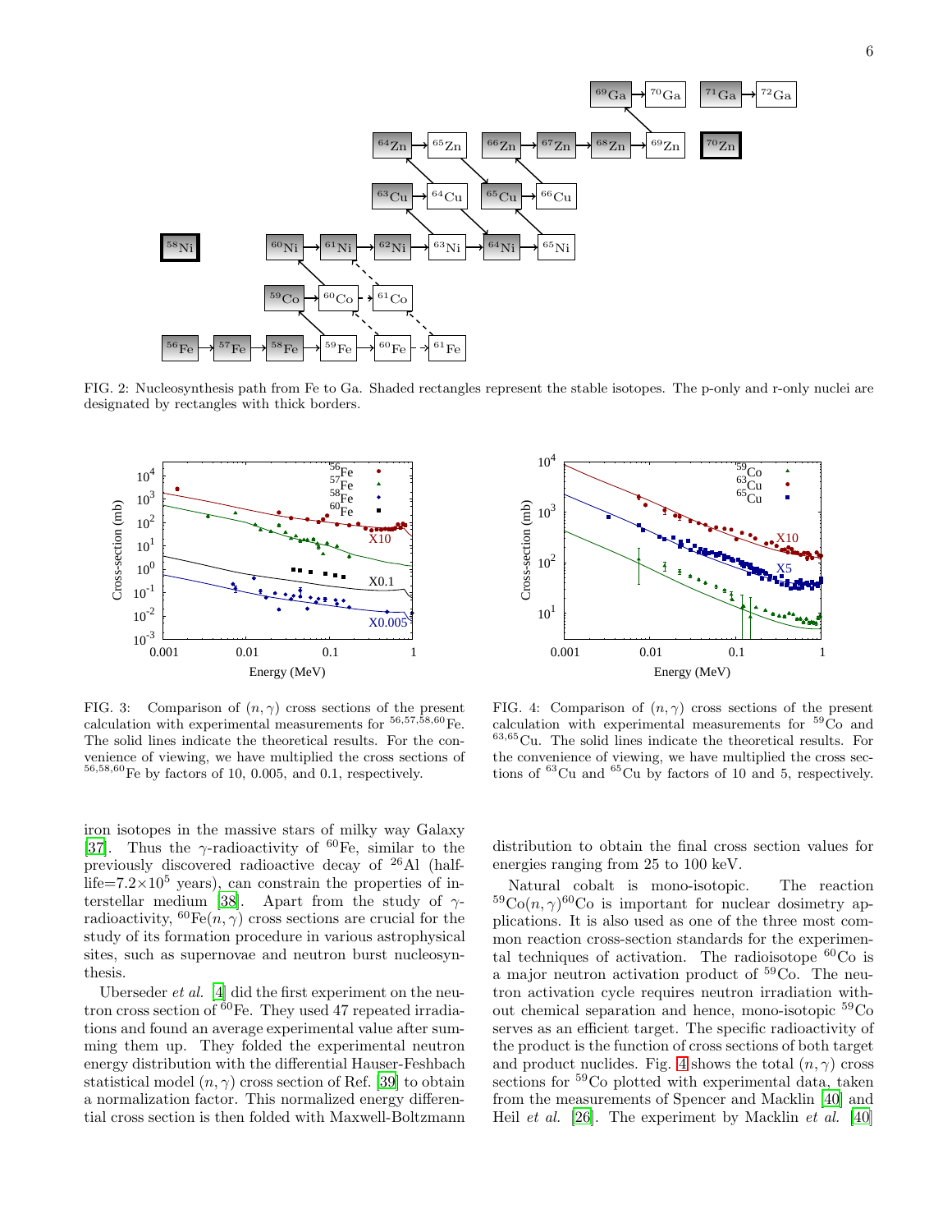FIG. 2: Nucleosynthesis path from Fe to Ga. Shaded rectangles represent the stable isotopes. The p-only and r-only nuclei are designated by rectangles with thick borders.

FIG. 3: Comparison of $(n,\gamma)$ cross sections of the present calculation with experimental measurements for $^{56,57,58,60}$Fe. The solid lines indicate the theoretical results. For the convenience of viewing, we have multiplied the cross sections of $^{56,58,60}$Fe by factors of 10, 0.005, and 0.1, respectively.

FIG. 4: Comparison of $(n,\gamma)$ cross sections of the present calculation with experimental measurements for $^{59}$Co and $^{63,65}$Cu. The solid lines indicate the theoretical results. For the convenience of viewing, we have multiplied the cross sections of $^{63}$Cu and $^{65}$Cu by factors of 10 and 5, respectively.

iron isotopes in the massive stars of milky way Galaxy [37]. Thus the $\gamma$-radioactivity of $^{60}$Fe, similar to the previously discovered radioactive decay of $^{26}$Al (half-life=$7.2\times10^5$ years), can constrain the properties of interstellar medium [38]. Apart from the study of $\gamma$-radioactivity, $^{60}$Fe$(n,\gamma)$ cross sections are crucial for the study of its formation procedure in various astrophysical sites, such as supernovae and neutron burst nucleosynthesis.

Uberseder *et al.* [4] did the first experiment on the neutron cross section of $^{60}$Fe. They used 47 repeated irradiations and found an average experimental value after summing them up. They folded the experimental neutron energy distribution with the differential Hauser-Feshbach statistical model $(n,\gamma)$ cross section of Ref. [39] to obtain a normalization factor. This normalized energy differential cross section is then folded with Maxwell-Boltzmann distribution to obtain the final cross section values for energies ranging from 25 to 100 keV.

Natural cobalt is mono-isotopic. The reaction $^{59}$Co$(n,\gamma)^{60}$Co is important for nuclear dosimetry applications. It is also used as one of the three most common reaction cross-section standards for the experimental techniques of activation. The radioisotope $^{60}$Co is a major neutron activation product of $^{59}$Co. The neutron activation cycle requires neutron irradiation without chemical separation and hence, mono-isotopic $^{59}$Co serves as an efficient target. The specific radioactivity of the product is the function of cross sections of both target and product nuclides. Fig. 4 shows the total $(n,\gamma)$ cross sections for $^{59}$Co plotted with experimental data, taken from the measurements of Spencer and Macklin [40] and Heil *et al.* [26]. The experiment by Macklin *et al.* [40]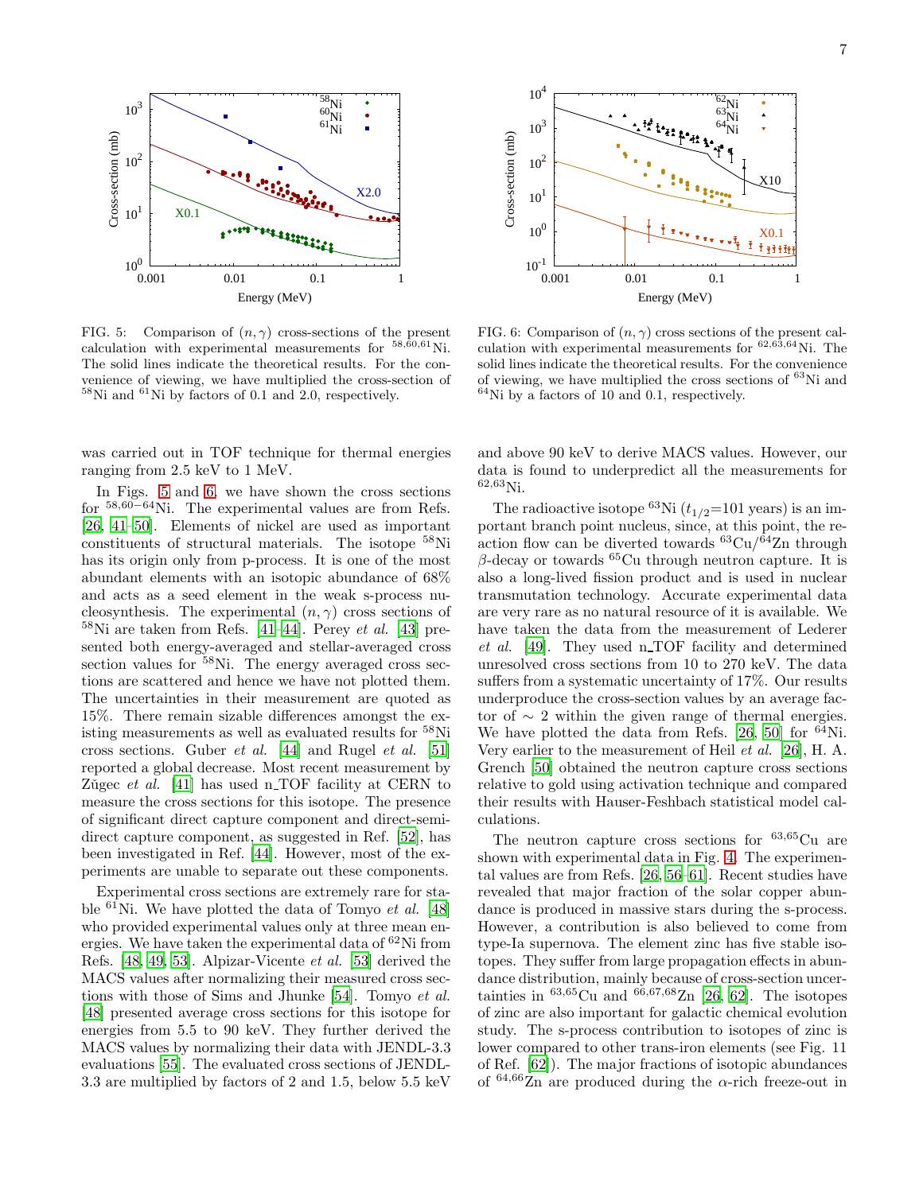FIG. 5: Comparison of $(n,\gamma)$ cross-sections of the present calculation with experimental measurements for $^{58,60,61}$Ni. The solid lines indicate the theoretical results. For the convenience of viewing, we have multiplied the cross-section of $^{58}$Ni and $^{61}$Ni by factors of 0.1 and 2.0, respectively.

FIG. 6: Comparison of $(n,\gamma)$ cross sections of the present calculation with experimental measurements for $^{62,63,64}$Ni. The solid lines indicate the theoretical results. For the convenience of viewing, we have multiplied the cross sections of $^{63}$Ni and $^{64}$Ni by a factors of 10 and 0.1, respectively.

was carried out in TOF technique for thermal energies ranging from 2.5 keV to 1 MeV.

In Figs. 5 and 6, we have shown the cross sections for $^{58,60-64}$Ni. The experimental values are from Refs. [26, 41–50]. Elements of nickel are used as important constituents of structural materials. The isotope $^{58}$Ni has its origin only from p-process. It is one of the most abundant elements with an isotopic abundance of 68% and acts as a seed element in the weak s-process nucleosynthesis. The experimental $(n,\gamma)$ cross sections of $^{58}$Ni are taken from Refs. [41–44]. Perey *et al.* [43] presented both energy-averaged and stellar-averaged cross section values for $^{58}$Ni. The energy averaged cross sections are scattered and hence we have not plotted them. The uncertainties in their measurement are quoted as 15%. There remain sizable differences amongst the existing measurements as well as evaluated results for $^{58}$Ni cross sections. Guber *et al.* [44] and Rugel *et al.* [51] reported a global decrease. Most recent measurement by Žugec *et al.* [41] has used n_TOF facility at CERN to measure the cross sections for this isotope. The presence of significant direct capture component and direct-semi-direct capture component, as suggested in Ref. [52], has been investigated in Ref. [44]. However, most of the experiments are unable to separate out these components.

Experimental cross sections are extremely rare for stable $^{61}$Ni. We have plotted the data of Tomyo *et al.* [48] who provided experimental values only at three mean energies. We have taken the experimental data of $^{62}$Ni from Refs. [48, 49, 53]. Alpizar-Vicente *et al.* [53] derived the MACS values after normalizing their measured cross sections with those of Sims and Jhunke [54]. Tomyo *et al.* [48] presented average cross sections for this isotope for energies from 5.5 to 90 keV. They further derived the MACS values by normalizing their data with JENDL-3.3 evaluations [55]. The evaluated cross sections of JENDL-3.3 are multiplied by factors of 2 and 1.5, below 5.5 keV and above 90 keV to derive MACS values. However, our data is found to underpredict all the measurements for $^{62,63}$Ni.

The radioactive isotope $^{63}$Ni ($t_{1/2}$=101 years) is an important branch point nucleus, since, at this point, the reaction flow can be diverted towards $^{63}$Cu/$^{64}$Zn through $\beta$-decay or towards $^{65}$Cu through neutron capture. It is also a long-lived fission product and is used in nuclear transmutation technology. Accurate experimental data are very rare as no natural resource of it is available. We have taken the data from the measurement of Lederer *et al.* [49]. They used n_TOF facility and determined unresolved cross sections from 10 to 270 keV. The data suffers from a systematic uncertainty of 17%. Our results underproduce the cross-section values by an average factor of $\sim 2$ within the given range of thermal energies. We have plotted the data from Refs. [26, 50] for $^{64}$Ni. Very earlier to the measurement of Heil *et al.* [26], H. A. Grench [50] obtained the neutron capture cross sections relative to gold using activation technique and compared their results with Hauser-Feshbach statistical model calculations.

The neutron capture cross sections for $^{63,65}$Cu are shown with experimental data in Fig. 4. The experimental values are from Refs. [26, 56–61]. Recent studies have revealed that major fraction of the solar copper abundance is produced in massive stars during the s-process. However, a contribution is also believed to come from type-Ia supernova. The element zinc has five stable isotopes. They suffer from large propagation effects in abundance distribution, mainly because of cross-section uncertainties in $^{63,65}$Cu and $^{66,67,68}$Zn [26, 62]. The isotopes of zinc are also important for galactic chemical evolution study. The s-process contribution to isotopes of zinc is lower compared to other trans-iron elements (see Fig. 11 of Ref. [62]). The major fractions of isotopic abundances of $^{64,66}$Zn are produced during the $\alpha$-rich freeze-out in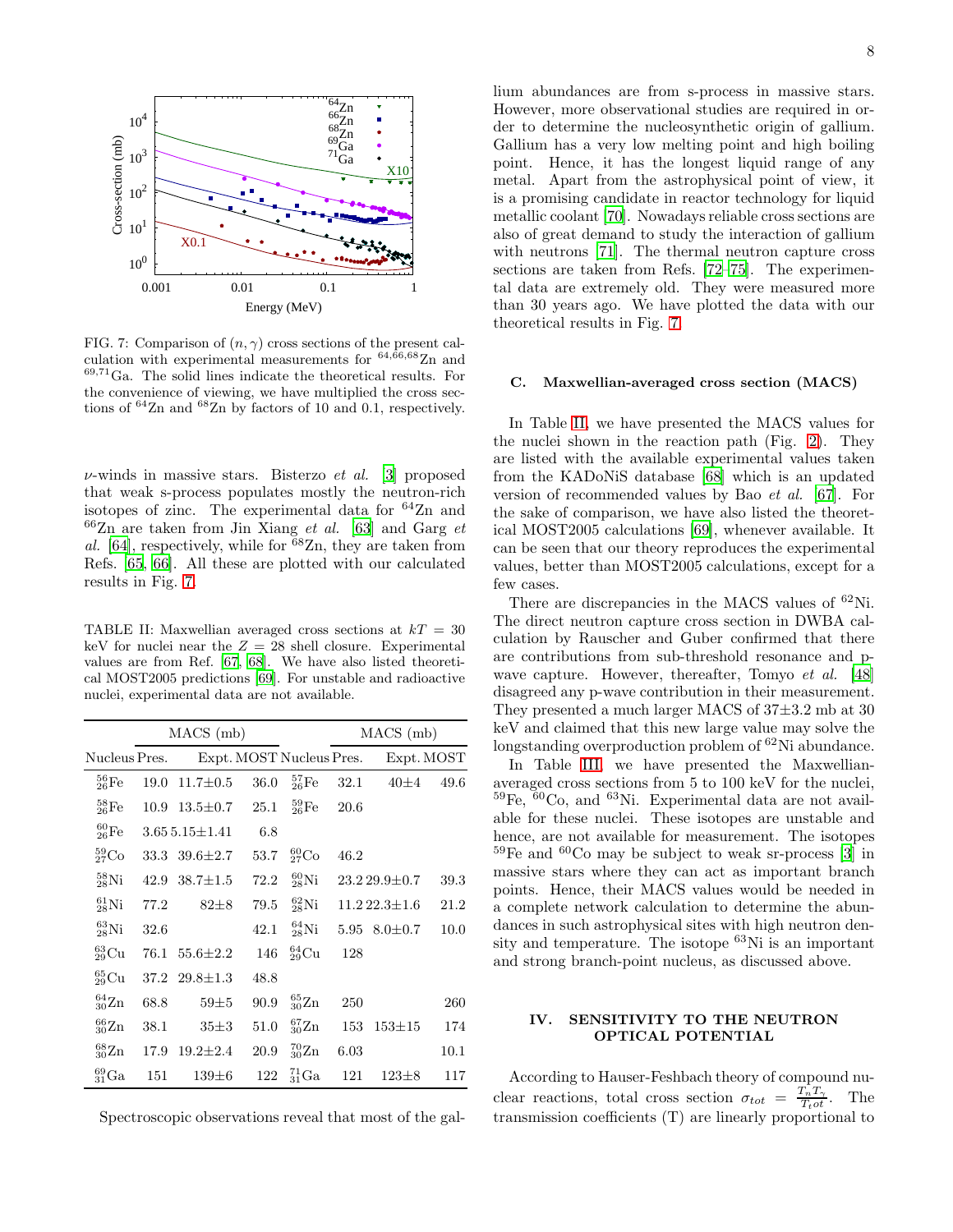FIG. 7: Comparison of $(n,\gamma)$ cross sections of the present calculation with experimental measurements for $^{64,66,68}$Zn and $^{69,71}$Ga. The solid lines indicate the theoretical results. For the convenience of viewing, we have multiplied the cross sections of $^{64}$Zn and $^{68}$Zn by factors of 10 and 0.1, respectively.

$\nu$-winds in massive stars. Bisterzo *et al.* [3] proposed that weak s-process populates mostly the neutron-rich isotopes of zinc. The experimental data for $^{64}$Zn and $^{66}$Zn are taken from Jin Xiang *et al.* [63] and Garg *et al.* [64], respectively, while for $^{68}$Zn, they are taken from Refs. [65, 66]. All these are plotted with our calculated results in Fig. 7.

TABLE II: Maxwellian averaged cross sections at $kT = 30$ keV for nuclei near the $Z = 28$ shell closure. Experimental values are from Ref. [67, 68]. We have also listed theoretical MOST2005 predictions [69]. For unstable and radioactive nuclei, experimental data are not available.

| | MACS (mb) | | | | MACS (mb) | | |
|---|---|---|---|---|---|---|---|
| Nucleus | Pres. | Expt. | MOST | Nucleus | Pres. | Expt. | MOST |
| $^{56}_{26}$Fe | 19.0 | 11.7±0.5 | 36.0 | $^{57}_{26}$Fe | 32.1 | 40±4 | 49.6 |
| $^{58}_{26}$Fe | 10.9 | 13.5±0.7 | 25.1 | $^{59}_{26}$Fe | 20.6 | | |
| $^{60}_{26}$Fe | 3.65 | 5.15±1.41 | 6.8 | | | | |
| $^{59}_{27}$Co | 33.3 | 39.6±2.7 | 53.7 | $^{60}_{27}$Co | 46.2 | | |
| $^{58}_{28}$Ni | 42.9 | 38.7±1.5 | 72.2 | $^{60}_{28}$Ni | 23.2 | 29.9±0.7 | 39.3 |
| $^{61}_{28}$Ni | 77.2 | 82±8 | 79.5 | $^{62}_{28}$Ni | 11.2 | 22.3±1.6 | 21.2 |
| $^{63}_{28}$Ni | 32.6 | | 42.1 | $^{64}_{28}$Ni | 5.95 | 8.0±0.7 | 10.0 |
| $^{63}_{29}$Cu | 76.1 | 55.6±2.2 | 146 | $^{64}_{29}$Cu | 128 | | |
| $^{65}_{29}$Cu | 37.2 | 29.8±1.3 | 48.8 | | | | |
| $^{64}_{30}$Zn | 68.8 | 59±5 | 90.9 | $^{65}_{30}$Zn | 250 | | 260 |
| $^{66}_{30}$Zn | 38.1 | 35±3 | 51.0 | $^{67}_{30}$Zn | 153 | 153±15 | 174 |
| $^{68}_{30}$Zn | 17.9 | 19.2±2.4 | 20.9 | $^{70}_{30}$Zn | 6.03 | | 10.1 |
| $^{69}_{31}$Ga | 151 | 139±6 | 122 | $^{71}_{31}$Ga | 121 | 123±8 | 117 |

Spectroscopic observations reveal that most of the gallium abundances are from s-process in massive stars. However, more observational studies are required in order to determine the nucleosynthetic origin of gallium. Gallium has a very low melting point and high boiling point. Hence, it has the longest liquid range of any metal. Apart from the astrophysical point of view, it is a promising candidate in reactor technology for liquid metallic coolant [70]. Nowadays reliable cross sections are also of great demand to study the interaction of gallium with neutrons [71]. The thermal neutron capture cross sections are taken from Refs. [72–75]. The experimental data are extremely old. They were measured more than 30 years ago. We have plotted the data with our theoretical results in Fig. 7.

### C. Maxwellian-averaged cross section (MACS)

In Table II, we have presented the MACS values for the nuclei shown in the reaction path (Fig. 2). They are listed with the available experimental values taken from the KADoNiS database [68] which is an updated version of recommended values by Bao *et al.* [67]. For the sake of comparison, we have also listed the theoretical MOST2005 calculations [69], whenever available. It can be seen that our theory reproduces the experimental values, better than MOST2005 calculations, except for a few cases.

There are discrepancies in the MACS values of $^{62}$Ni. The direct neutron capture cross section in DWBA calculation by Rauscher and Guber confirmed that there are contributions from sub-threshold resonance and p-wave capture. However, thereafter, Tomyo *et al.* [48] disagreed any p-wave contribution in their measurement. They presented a much larger MACS of 37±3.2 mb at 30 keV and claimed that this new large value may solve the longstanding overproduction problem of $^{62}$Ni abundance.

In Table III, we have presented the Maxwellian-averaged cross sections from 5 to 100 keV for the nuclei, $^{59}$Fe, $^{60}$Co, and $^{63}$Ni. Experimental data are not available for these nuclei. These isotopes are unstable and hence, are not available for measurement. The isotopes $^{59}$Fe and $^{60}$Co may be subject to weak sr-process [3] in massive stars where they can act as important branch points. Hence, their MACS values would be needed in a complete network calculation to determine the abundances in such astrophysical sites with high neutron density and temperature. The isotope $^{63}$Ni is an important and strong branch-point nucleus, as discussed above.

## IV. SENSITIVITY TO THE NEUTRON OPTICAL POTENTIAL

According to Hauser-Feshbach theory of compound nuclear reactions, total cross section $\sigma_{tot} = \frac{T_n T_\gamma}{T_t ot}$. The transmission coefficients (T) are linearly proportional to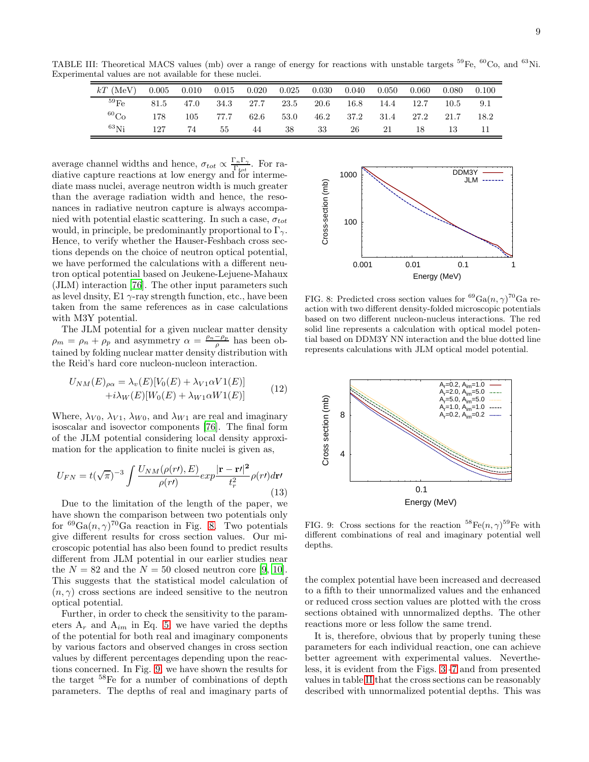TABLE III: Theoretical MACS values (mb) over a range of energy for reactions with unstable targets $^{59}$Fe, $^{60}$Co, and $^{63}$Ni. Experimental values are not available for these nuclei.

| $kT$ (MeV) | 0.005 | 0.010 | 0.015 | 0.020 | 0.025 | 0.030 | 0.040 | 0.050 | 0.060 | 0.080 | 0.100 |
|---|---|---|---|---|---|---|---|---|---|---|---|
| $^{59}$Fe | 81.5 | 47.0 | 34.3 | 27.7 | 23.5 | 20.6 | 16.8 | 14.4 | 12.7 | 10.5 | 9.1 |
| $^{60}$Co | 178 | 105 | 77.7 | 62.6 | 53.0 | 46.2 | 37.2 | 31.4 | 27.2 | 21.7 | 18.2 |
| $^{63}$Ni | 127 | 74 | 55 | 44 | 38 | 33 | 26 | 21 | 18 | 13 | 11 |

average channel widths and hence, $\sigma_{tot} \propto \frac{\Gamma_n \Gamma_\gamma}{\Gamma_{tot}}$. For radiative capture reactions at low energy and for intermediate mass nuclei, average neutron width is much greater than the average radiation width and hence, the resonances in radiative neutron capture is always accompanied with potential elastic scattering. In such a case, $\sigma_{tot}$ would, in principle, be predominantly proportional to $\Gamma_\gamma$. Hence, to verify whether the Hauser-Feshbach cross sections depends on the choice of neutron optical potential, we have performed the calculations with a different neutron optical potential based on Jeukene-Lejuene-Mahaux (JLM) interaction [76]. The other input parameters such as level dnsity, E1 $\gamma$-ray strength function, etc., have been taken from the same references as in case calculations with M3Y potential.

The JLM potential for a given nuclear matter density $\rho_m = \rho_n + \rho_p$ and asymmetry $\alpha = \frac{\rho_n - \rho_p}{\rho}$ has been obtained by folding nuclear matter density distribution with the Reid's hard core nucleon-nucleon interaction.

$$U_{NM}(E)_{\rho\alpha} = \lambda_v(E)[V_0(E) + \lambda_{V1}\alpha V1(E)] + i\lambda_W(E)[W_0(E) + \lambda_{W1}\alpha W1(E)] \quad (12)$$

Where, $\lambda_{V0}$, $\lambda_{V1}$, $\lambda_{W0}$, and $\lambda_{W1}$ are real and imaginary isoscalar and isovector components [76]. The final form of the JLM potential considering local density approximation for the application to finite nuclei is given as,

$$U_{FN} = t(\sqrt{\pi})^{-3} \int \frac{U_{NM}(\rho(r\prime), E)}{\rho(r\prime)} exp\frac{|\mathbf{r} - \mathbf{r}\prime|^2}{t_r^2} \rho(r\prime) d\mathbf{r}\prime \quad (13)$$

Due to the limitation of the length of the paper, we have shown the comparison between two potentials only for $^{69}$Ga$(n,\gamma)^{70}$Ga reaction in Fig. 8. Two potentials give different results for cross section values. Our microscopic potential has also been found to predict results different from JLM potential in our earlier studies near the $N = 82$ and the $N = 50$ closed neutron core [9, 10]. This suggests that the statistical model calculation of $(n,\gamma)$ cross sections are indeed sensitive to the neutron optical potential.

Further, in order to check the sensitivity to the parameters $A_r$ and $A_{im}$ in Eq. 5 we have varied the depths of the potential for both real and imaginary components by various factors and observed changes in cross section values by different percentages depending upon the reactions concerned. In Fig. 9 we have shown the results for the target $^{58}$Fe for a number of combinations of depth parameters. The depths of real and imaginary parts of

FIG. 8: Predicted cross section values for $^{69}$Ga$(n,\gamma)^{70}$Ga reaction with two different density-folded microscopic potentials based on two different nucleon-nucleus interactions. The red solid line represents a calculation with optical model potential based on DDM3Y NN interaction and the blue dotted line represents calculations with JLM optical model potential.

FIG. 9: Cross sections for the reaction $^{58}$Fe$(n,\gamma)^{59}$Fe with different combinations of real and imaginary potential well depths.

the complex potential have been increased and decreased to a fifth to their unnormalized values and the enhanced or reduced cross section values are plotted with the cross sections obtained with unnormalized depths. The other reactions more or less follow the same trend.

It is, therefore, obvious that by properly tuning these parameters for each individual reaction, one can achieve better agreement with experimental values. Nevertheless, it is evident from the Figs. 3–7 and from presented values in table II that the cross sections can be reasonably described with unnormalized potential depths. This was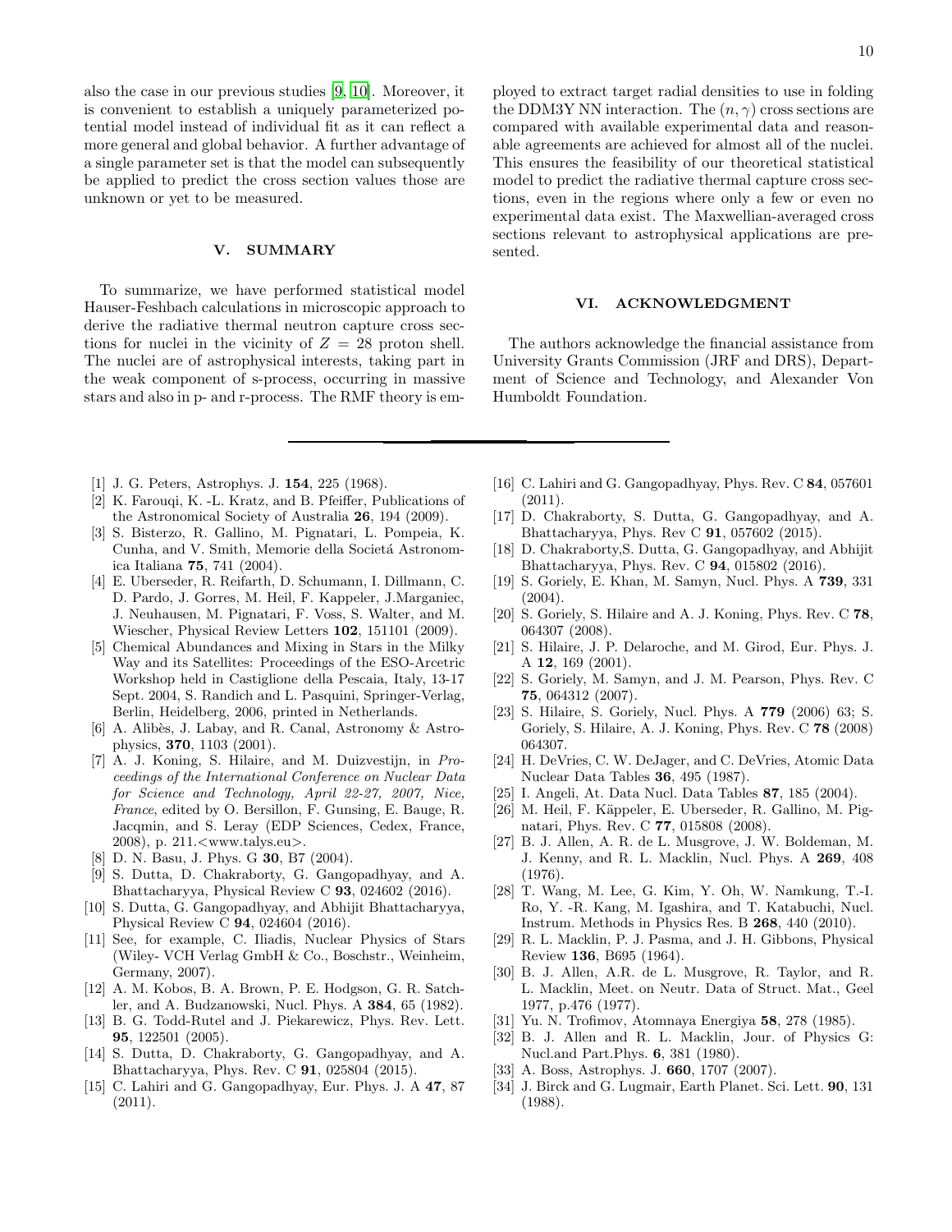also the case in our previous studies [9, 10]. Moreover, it is convenient to establish a uniquely parameterized potential model instead of individual fit as it can reflect a more general and global behavior. A further advantage of a single parameter set is that the model can subsequently be applied to predict the cross section values those are unknown or yet to be measured.

## V. SUMMARY

To summarize, we have performed statistical model Hauser-Feshbach calculations in microscopic approach to derive the radiative thermal neutron capture cross sections for nuclei in the vicinity of $Z = 28$ proton shell. The nuclei are of astrophysical interests, taking part in the weak component of s-process, occurring in massive stars and also in p- and r-process. The RMF theory is employed to extract target radial densities to use in folding the DDM3Y NN interaction. The $(n, \gamma)$ cross sections are compared with available experimental data and reasonable agreements are achieved for almost all of the nuclei. This ensures the feasibility of our theoretical statistical model to predict the radiative thermal capture cross sections, even in the regions where only a few or even no experimental data exist. The Maxwellian-averaged cross sections relevant to astrophysical applications are presented.

## VI. ACKNOWLEDGMENT

The authors acknowledge the financial assistance from University Grants Commission (JRF and DRS), Department of Science and Technology, and Alexander Von Humboldt Foundation.

---

[1] J. G. Peters, Astrophys. J. **154**, 225 (1968).

[2] K. Farouqi, K. -L. Kratz, and B. Pfeiffer, Publications of the Astronomical Society of Australia **26**, 194 (2009).

[3] S. Bisterzo, R. Gallino, M. Pignatari, L. Pompeia, K. Cunha, and V. Smith, Memorie della Societá Astronomica Italiana **75**, 741 (2004).

[4] E. Uberseder, R. Reifarth, D. Schumann, I. Dillmann, C. D. Pardo, J. Gorres, M. Heil, F. Kappeler, J.Marganiec, J. Neuhausen, M. Pignatari, F. Voss, S. Walter, and M. Wiescher, Physical Review Letters **102**, 151101 (2009).

[5] Chemical Abundances and Mixing in Stars in the Milky Way and its Satellites: Proceedings of the ESO-Arcetric Workshop held in Castiglione della Pescaia, Italy, 13-17 Sept. 2004, S. Randich and L. Pasquini, Springer-Verlag, Berlin, Heidelberg, 2006, printed in Netherlands.

[6] A. Alibès, J. Labay, and R. Canal, Astronomy & Astrophysics, **370**, 1103 (2001).

[7] A. J. Koning, S. Hilaire, and M. Duizvestijn, in *Proceedings of the International Conference on Nuclear Data for Science and Technology, April 22-27, 2007, Nice, France*, edited by O. Bersillon, F. Gunsing, E. Bauge, R. Jacqmin, and S. Leray (EDP Sciences, Cedex, France, 2008), p. 211.<www.talys.eu>.

[8] D. N. Basu, J. Phys. G **30**, B7 (2004).

[9] S. Dutta, D. Chakraborty, G. Gangopadhyay, and A. Bhattacharyya, Physical Review C **93**, 024602 (2016).

[10] S. Dutta, G. Gangopadhyay, and Abhijit Bhattacharyya, Physical Review C **94**, 024604 (2016).

[11] See, for example, C. Iliadis, Nuclear Physics of Stars (Wiley- VCH Verlag GmbH & Co., Boschstr., Weinheim, Germany, 2007).

[12] A. M. Kobos, B. A. Brown, P. E. Hodgson, G. R. Satchler, and A. Budzanowski, Nucl. Phys. A **384**, 65 (1982).

[13] B. G. Todd-Rutel and J. Piekarewicz, Phys. Rev. Lett. **95**, 122501 (2005).

[14] S. Dutta, D. Chakraborty, G. Gangopadhyay, and A. Bhattacharyya, Phys. Rev. C **91**, 025804 (2015).

[15] C. Lahiri and G. Gangopadhyay, Eur. Phys. J. A **47**, 87 (2011).

[16] C. Lahiri and G. Gangopadhyay, Phys. Rev. C **84**, 057601 (2011).

[17] D. Chakraborty, S. Dutta, G. Gangopadhyay, and A. Bhattacharyya, Phys. Rev C **91**, 057602 (2015).

[18] D. Chakraborty,S. Dutta, G. Gangopadhyay, and Abhijit Bhattacharyya, Phys. Rev. C **94**, 015802 (2016).

[19] S. Goriely, E. Khan, M. Samyn, Nucl. Phys. A **739**, 331 (2004).

[20] S. Goriely, S. Hilaire and A. J. Koning, Phys. Rev. C **78**, 064307 (2008).

[21] S. Hilaire, J. P. Delaroche, and M. Girod, Eur. Phys. J. A **12**, 169 (2001).

[22] S. Goriely, M. Samyn, and J. M. Pearson, Phys. Rev. C **75**, 064312 (2007).

[23] S. Hilaire, S. Goriely, Nucl. Phys. A **779** (2006) 63; S. Goriely, S. Hilaire, A. J. Koning, Phys. Rev. C **78** (2008) 064307.

[24] H. DeVries, C. W. DeJager, and C. DeVries, Atomic Data Nuclear Data Tables **36**, 495 (1987).

[25] I. Angeli, At. Data Nucl. Data Tables **87**, 185 (2004).

[26] M. Heil, F. Käppeler, E. Uberseder, R. Gallino, M. Pignatari, Phys. Rev. C **77**, 015808 (2008).

[27] B. J. Allen, A. R. de L. Musgrove, J. W. Boldeman, M. J. Kenny, and R. L. Macklin, Nucl. Phys. A **269**, 408 (1976).

[28] T. Wang, M. Lee, G. Kim, Y. Oh, W. Namkung, T.-I. Ro, Y. -R. Kang, M. Igashira, and T. Katabuchi, Nucl. Instrum. Methods in Physics Res. B **268**, 440 (2010).

[29] R. L. Macklin, P. J. Pasma, and J. H. Gibbons, Physical Review **136**, B695 (1964).

[30] B. J. Allen, A.R. de L. Musgrove, R. Taylor, and R. L. Macklin, Meet. on Neutr. Data of Struct. Mat., Geel 1977, p.476 (1977).

[31] Yu. N. Trofimov, Atomnaya Energiya **58**, 278 (1985).

[32] B. J. Allen and R. L. Macklin, Jour. of Physics G: Nucl.and Part.Phys. **6**, 381 (1980).

[33] A. Boss, Astrophys. J. **660**, 1707 (2007).

[34] J. Birck and G. Lugmair, Earth Planet. Sci. Lett. **90**, 131 (1988).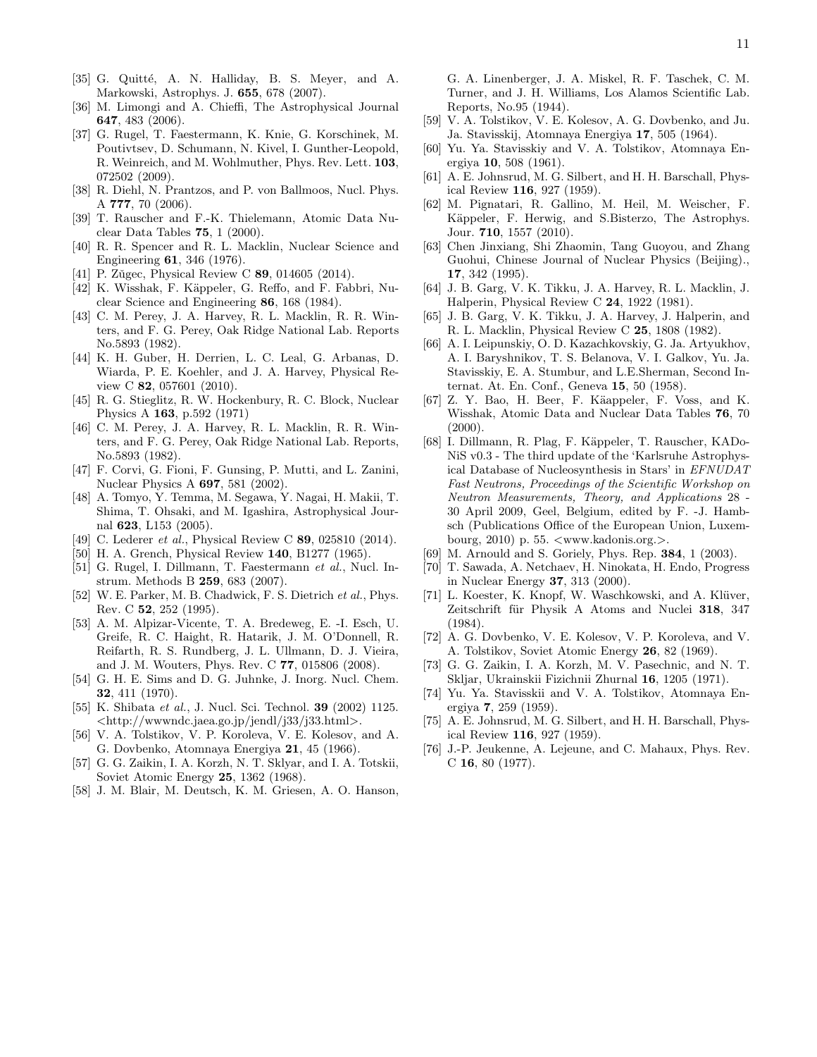[35] G. Quitté, A. N. Halliday, B. S. Meyer, and A. Markowski, Astrophys. J. **655**, 678 (2007).

[36] M. Limongi and A. Chieffi, The Astrophysical Journal **647**, 483 (2006).

[37] G. Rugel, T. Faestermann, K. Knie, G. Korschinek, M. Poutivtsev, D. Schumann, N. Kivel, I. Gunther-Leopold, R. Weinreich, and M. Wohlmuther, Phys. Rev. Lett. **103**, 072502 (2009).

[38] R. Diehl, N. Prantzos, and P. von Ballmoos, Nucl. Phys. A **777**, 70 (2006).

[39] T. Rauscher and F.-K. Thielemann, Atomic Data Nuclear Data Tables **75**, 1 (2000).

[40] R. R. Spencer and R. L. Macklin, Nuclear Science and Engineering **61**, 346 (1976).

[41] P. Zǔgec, Physical Review C **89**, 014605 (2014).

[42] K. Wisshak, F. Käppeler, G. Reffo, and F. Fabbri, Nuclear Science and Engineering **86**, 168 (1984).

[43] C. M. Perey, J. A. Harvey, R. L. Macklin, R. R. Winters, and F. G. Perey, Oak Ridge National Lab. Reports No.5893 (1982).

[44] K. H. Guber, H. Derrien, L. C. Leal, G. Arbanas, D. Wiarda, P. E. Koehler, and J. A. Harvey, Physical Review C **82**, 057601 (2010).

[45] R. G. Stieglitz, R. W. Hockenbury, R. C. Block, Nuclear Physics A **163**, p.592 (1971)

[46] C. M. Perey, J. A. Harvey, R. L. Macklin, R. R. Winters, and F. G. Perey, Oak Ridge National Lab. Reports, No.5893 (1982).

[47] F. Corvi, G. Fioni, F. Gunsing, P. Mutti, and L. Zanini, Nuclear Physics A **697**, 581 (2002).

[48] A. Tomyo, Y. Temma, M. Segawa, Y. Nagai, H. Makii, T. Shima, T. Ohsaki, and M. Igashira, Astrophysical Journal **623**, L153 (2005).

[49] C. Lederer *et al.*, Physical Review C **89**, 025810 (2014).

[50] H. A. Grench, Physical Review **140**, B1277 (1965).

[51] G. Rugel, I. Dillmann, T. Faestermann *et al.*, Nucl. Instrum. Methods B **259**, 683 (2007).

[52] W. E. Parker, M. B. Chadwick, F. S. Dietrich *et al.*, Phys. Rev. C **52**, 252 (1995).

[53] A. M. Alpizar-Vicente, T. A. Bredeweg, E. -I. Esch, U. Greife, R. C. Haight, R. Hatarik, J. M. O'Donnell, R. Reifarth, R. S. Rundberg, J. L. Ullmann, D. J. Vieira, and J. M. Wouters, Phys. Rev. C **77**, 015806 (2008).

[54] G. H. E. Sims and D. G. Juhnke, J. Inorg. Nucl. Chem. **32**, 411 (1970).

[55] K. Shibata *et al.*, J. Nucl. Sci. Technol. **39** (2002) 1125. <http://wwwndc.jaea.go.jp/jendl/j33/j33.html>.

[56] V. A. Tolstikov, V. P. Koroleva, V. E. Kolesov, and A. G. Dovbenko, Atomnaya Energiya **21**, 45 (1966).

[57] G. G. Zaikin, I. A. Korzh, N. T. Sklyar, and I. A. Totskii, Soviet Atomic Energy **25**, 1362 (1968).

[58] J. M. Blair, M. Deutsch, K. M. Griesen, A. O. Hanson, G. A. Linenberger, J. A. Miskel, R. F. Taschek, C. M. Turner, and J. H. Williams, Los Alamos Scientific Lab. Reports, No.95 (1944).

[59] V. A. Tolstikov, V. E. Kolesov, A. G. Dovbenko, and Ju. Ja. Stavisskij, Atomnaya Energiya **17**, 505 (1964).

[60] Yu. Ya. Stavisskiy and V. A. Tolstikov, Atomnaya Energiya **10**, 508 (1961).

[61] A. E. Johnsrud, M. G. Silbert, and H. H. Barschall, Physical Review **116**, 927 (1959).

[62] M. Pignatari, R. Gallino, M. Heil, M. Weischer, F. Käppeler, F. Herwig, and S.Bisterzo, The Astrophys. Jour. **710**, 1557 (2010).

[63] Chen Jinxiang, Shi Zhaomin, Tang Guoyou, and Zhang Guohui, Chinese Journal of Nuclear Physics (Beijing)., **17**, 342 (1995).

[64] J. B. Garg, V. K. Tikku, J. A. Harvey, R. L. Macklin, J. Halperin, Physical Review C **24**, 1922 (1981).

[65] J. B. Garg, V. K. Tikku, J. A. Harvey, J. Halperin, and R. L. Macklin, Physical Review C **25**, 1808 (1982).

[66] A. I. Leipunskiy, O. D. Kazachkovskiy, G. Ja. Artyukhov, A. I. Baryshnikov, T. S. Belanova, V. I. Galkov, Yu. Ja. Stavisskiy, E. A. Stumbur, and L.E.Sherman, Second Internat. At. En. Conf., Geneva **15**, 50 (1958).

[67] Z. Y. Bao, H. Beer, F. Käappeler, F. Voss, and K. Wisshak, Atomic Data and Nuclear Data Tables **76**, 70 (2000).

[68] I. Dillmann, R. Plag, F. Käppeler, T. Rauscher, KADoNiS v0.3 - The third update of the 'Karlsruhe Astrophysical Database of Nucleosynthesis in Stars' in *EFNUDAT Fast Neutrons, Proceedings of the Scientific Workshop on Neutron Measurements, Theory, and Applications* 28 - 30 April 2009, Geel, Belgium, edited by F. -J. Hambsch (Publications Office of the European Union, Luxembourg, 2010) p. 55. <www.kadonis.org.>.

[69] M. Arnould and S. Goriely, Phys. Rep. **384**, 1 (2003).

[70] T. Sawada, A. Netchaev, H. Ninokata, H. Endo, Progress in Nuclear Energy **37**, 313 (2000).

[71] L. Koester, K. Knopf, W. Waschkowski, and A. Klüver, Zeitschrift für Physik A Atoms and Nuclei **318**, 347 (1984).

[72] A. G. Dovbenko, V. E. Kolesov, V. P. Koroleva, and V. A. Tolstikov, Soviet Atomic Energy **26**, 82 (1969).

[73] G. G. Zaikin, I. A. Korzh, M. V. Pasechnic, and N. T. Skljar, Ukrainskii Fizichnii Zhurnal **16**, 1205 (1971).

[74] Yu. Ya. Stavisskii and V. A. Tolstikov, Atomnaya Energiya **7**, 259 (1959).

[75] A. E. Johnsrud, M. G. Silbert, and H. H. Barschall, Physical Review **116**, 927 (1959).

[76] J.-P. Jeukenne, A. Lejeune, and C. Mahaux, Phys. Rev. C **16**, 80 (1977).